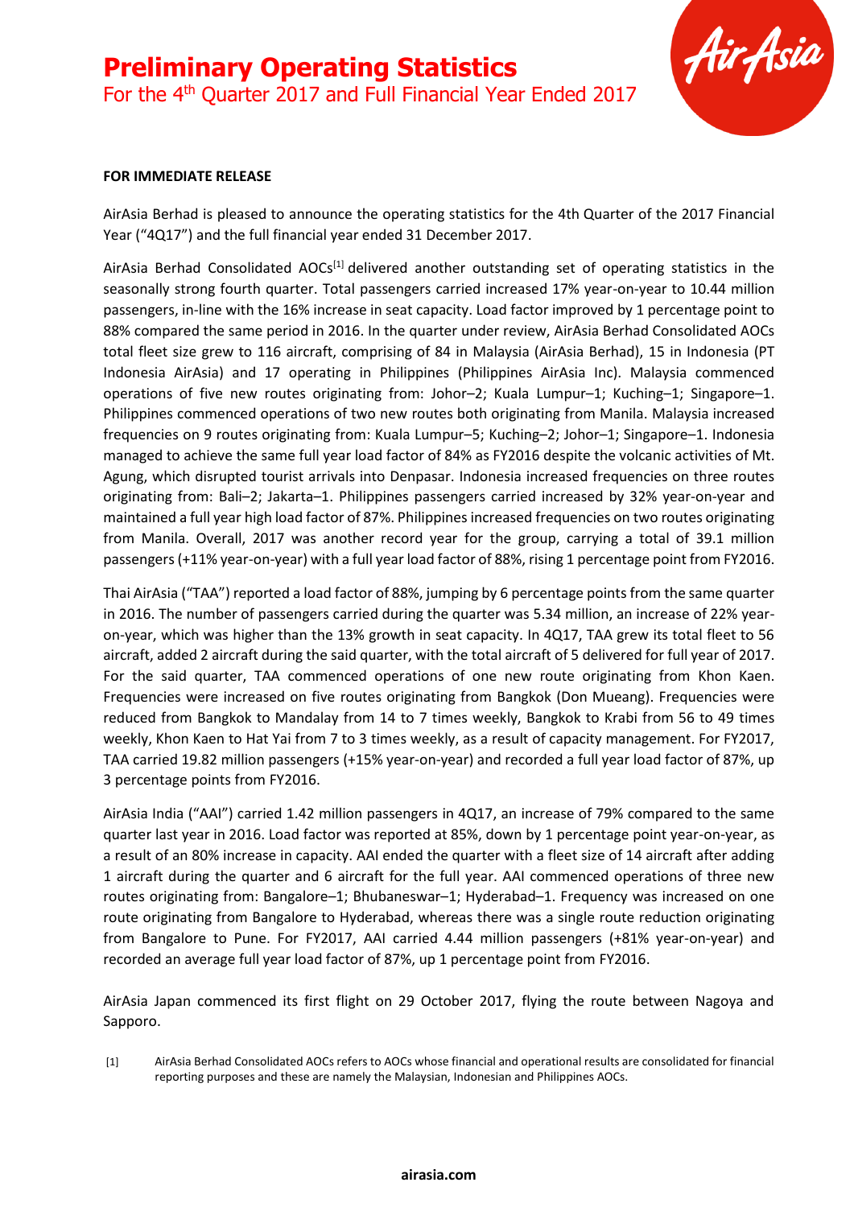# Preliminary Operating Statistics

## For the 4th Quarter 2017 and Full Financial Year Ended 2017

**FOR IMMEDIATE RELEASE**

AirAsia Berhad is pleased to announce the operating statistics for the 4th Quarter of the 2017 Financial Year ("4Q17") and the full financial year ended 31 December 2017.

AirAsia Berhad Consolidated AOCs[1] delivered another outstanding set of operating statistics in the seasonally strong fourth quarter. Total passengers carried increased 17% year-on-year to 10.44 million passengers, in-line with the 16% increase in seat capacity. Load factor improved by 1 percentage point to 88% compared the same period in 2016. In the quarter under review, AirAsia Berhad Consolidated AOCs total fleet size grew to 116 aircraft, comprising of 84 in Malaysia (AirAsia Berhad), 15 in Indonesia (PT Indonesia AirAsia) and 17 operating in Philippines (Philippines AirAsia Inc). Malaysia commenced operations of five new routes originating from: Johor–2; Kuala Lumpur–1; Kuching–1; Singapore–1. Philippines commenced operations of two new routes both originating from Manila. Malaysia increased frequencies on 9 routes originating from: Kuala Lumpur–5; Kuching–2; Johor–1; Singapore–1. Indonesia managed to achieve the same full year load factor of 84% as FY2016 despite the volcanic activities of Mt. Agung, which disrupted tourist arrivals into Denpasar. Indonesia increased frequencies on three routes originating from: Bali–2; Jakarta–1. Philippines passengers carried increased by 32% year-on-year and maintained a full year high load factor of 87%. Philippines increased frequencies on two routes originating from Manila. Overall, 2017 was another record year for the group, carrying a total of 39.1 million passengers (+11% year-on-year) with a full year load factor of 88%, rising 1 percentage point from FY2016.

Thai AirAsia ("TAA") reported a load factor of 88%, jumping by 6 percentage points from the same quarter in 2016. The number of passengers carried during the quarter was 5.34 million, an increase of 22% year-on-year, which was higher than the 13% growth in seat capacity. In 4Q17, TAA grew its total fleet to 56 aircraft, added 2 aircraft during the said quarter, with the total aircraft of 5 delivered for full year of 2017. For the said quarter, TAA commenced operations of one new route originating from Khon Kaen. Frequencies were increased on five routes originating from Bangkok (Don Mueang). Frequencies were reduced from Bangkok to Mandalay from 14 to 7 times weekly, Bangkok to Krabi from 56 to 49 times weekly, Khon Kaen to Hat Yai from 7 to 3 times weekly, as a result of capacity management. For FY2017, TAA carried 19.82 million passengers (+15% year-on-year) and recorded a full year load factor of 87%, up 3 percentage points from FY2016.

AirAsia India ("AAI") carried 1.42 million passengers in 4Q17, an increase of 79% compared to the same quarter last year in 2016. Load factor was reported at 85%, down by 1 percentage point year-on-year, as a result of an 80% increase in capacity. AAI ended the quarter with a fleet size of 14 aircraft after adding 1 aircraft during the quarter and 6 aircraft for the full year. AAI commenced operations of three new routes originating from: Bangalore–1; Bhubaneswar–1; Hyderabad–1. Frequency was increased on one route originating from Bangalore to Hyderabad, whereas there was a single route reduction originating from Bangalore to Pune. For FY2017, AAI carried 4.44 million passengers (+81% year-on-year) and recorded an average full year load factor of 87%, up 1 percentage point from FY2016.

AirAsia Japan commenced its first flight on 29 October 2017, flying the route between Nagoya and Sapporo.

[1] AirAsia Berhad Consolidated AOCs refers to AOCs whose financial and operational results are consolidated for financial reporting purposes and these are namely the Malaysian, Indonesian and Philippines AOCs.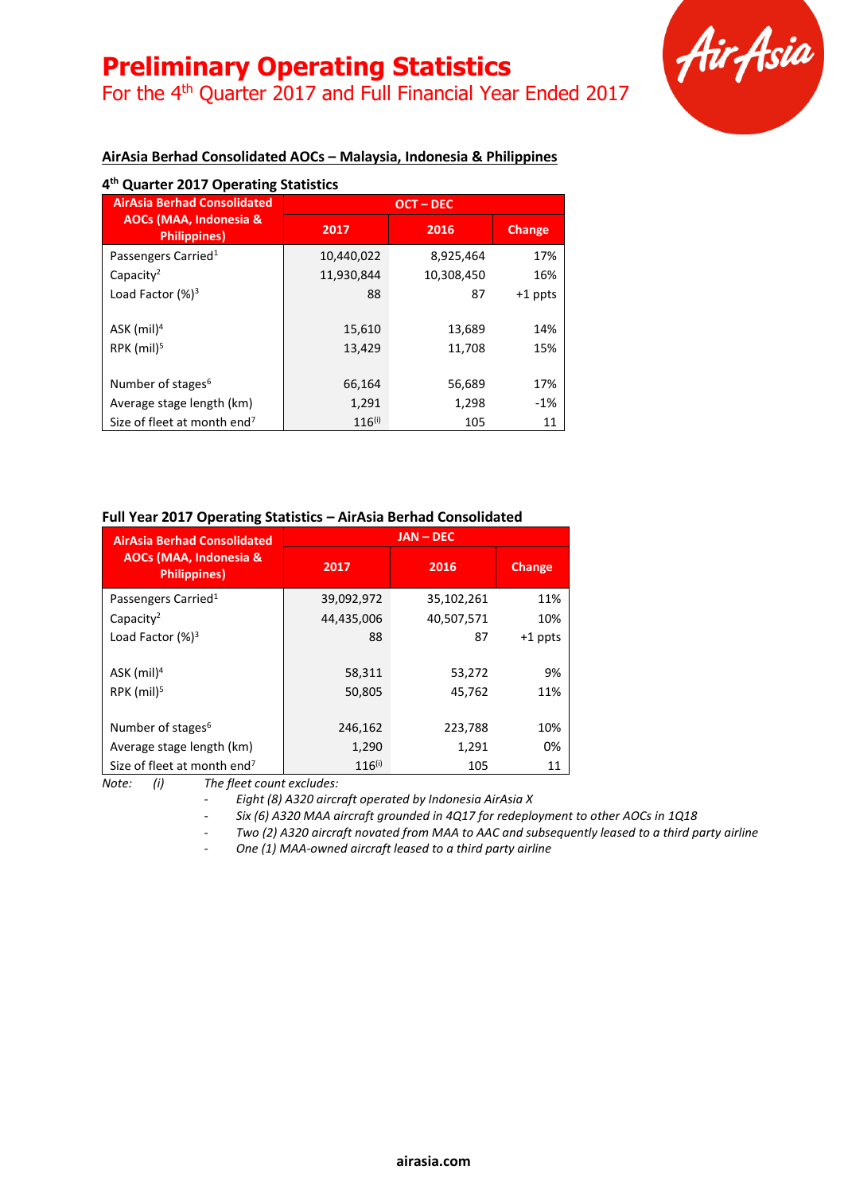# Preliminary Operating Statistics

For the 4th Quarter 2017 and Full Financial Year Ended 2017

## AirAsia Berhad Consolidated AOCs – Malaysia, Indonesia & Philippines

### 4th Quarter 2017 Operating Statistics

| AirAsia Berhad Consolidated AOCs (MAA, Indonesia & Philippines) | OCT – DEC | | |
|---|---|---|---|
| | 2017 | 2016 | Change |
| Passengers Carried[1] | 10,440,022 | 8,925,464 | 17% |
| Capacity[2] | 11,930,844 | 10,308,450 | 16% |
| Load Factor (%)[3] | 88 | 87 | +1 ppts |
| ASK (mil)[4] | 15,610 | 13,689 | 14% |
| RPK (mil)[5] | 13,429 | 11,708 | 15% |
| Number of stages[6] | 66,164 | 56,689 | 17% |
| Average stage length (km) | 1,291 | 1,298 | -1% |
| Size of fleet at month end[7] | 116[(i)] | 105 | 11 |

### Full Year 2017 Operating Statistics – AirAsia Berhad Consolidated

| AirAsia Berhad Consolidated AOCs (MAA, Indonesia & Philippines) | JAN – DEC | | |
|---|---|---|---|
| | 2017 | 2016 | Change |
| Passengers Carried[1] | 39,092,972 | 35,102,261 | 11% |
| Capacity[2] | 44,435,006 | 40,507,571 | 10% |
| Load Factor (%)[3] | 88 | 87 | +1 ppts |
| ASK (mil)[4] | 58,311 | 53,272 | 9% |
| RPK (mil)[5] | 50,805 | 45,762 | 11% |
| Number of stages[6] | 246,162 | 223,788 | 10% |
| Average stage length (km) | 1,290 | 1,291 | 0% |
| Size of fleet at month end[7] | 116[(i)] | 105 | 11 |

*Note: (i) The fleet count excludes:*

- *Eight (8) A320 aircraft operated by Indonesia AirAsia X*
- *Six (6) A320 MAA aircraft grounded in 4Q17 for redeployment to other AOCs in 1Q18*
- *Two (2) A320 aircraft novated from MAA to AAC and subsequently leased to a third party airline*
- *One (1) MAA-owned aircraft leased to a third party airline*

airasia.com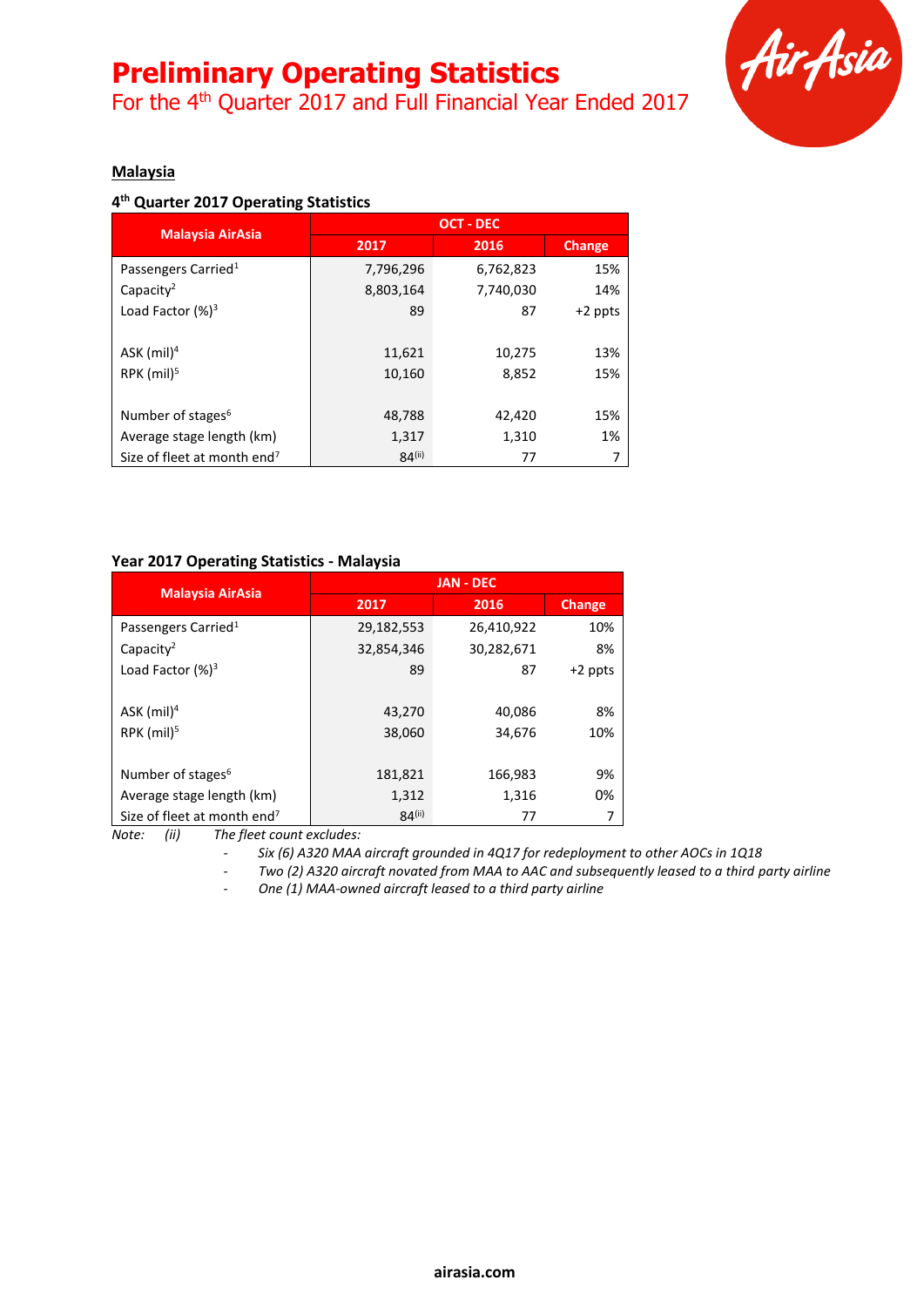# Preliminary Operating Statistics

For the 4th Quarter 2017 and Full Financial Year Ended 2017

## Malaysia

### 4th Quarter 2017 Operating Statistics

| Malaysia AirAsia | OCT - DEC | | |
|---|---|---|---|
| | 2017 | 2016 | Change |
| Passengers Carried[1] | 7,796,296 | 6,762,823 | 15% |
| Capacity[2] | 8,803,164 | 7,740,030 | 14% |
| Load Factor (%)[3] | 89 | 87 | +2 ppts |
| | | | |
| ASK (mil)[4] | 11,621 | 10,275 | 13% |
| RPK (mil)[5] | 10,160 | 8,852 | 15% |
| | | | |
| Number of stages[6] | 48,788 | 42,420 | 15% |
| Average stage length (km) | 1,317 | 1,310 | 1% |
| Size of fleet at month end[7] | 84[(ii)] | 77 | 7 |

### Year 2017 Operating Statistics - Malaysia

| Malaysia AirAsia | JAN - DEC | | |
|---|---|---|---|
| | 2017 | 2016 | Change |
| Passengers Carried[1] | 29,182,553 | 26,410,922 | 10% |
| Capacity[2] | 32,854,346 | 30,282,671 | 8% |
| Load Factor (%)[3] | 89 | 87 | +2 ppts |
| | | | |
| ASK (mil)[4] | 43,270 | 40,086 | 8% |
| RPK (mil)[5] | 38,060 | 34,676 | 10% |
| | | | |
| Number of stages[6] | 181,821 | 166,983 | 9% |
| Average stage length (km) | 1,312 | 1,316 | 0% |
| Size of fleet at month end[7] | 84[(ii)] | 77 | 7 |

*Note: (ii) The fleet count excludes:*

- *Six (6) A320 MAA aircraft grounded in 4Q17 for redeployment to other AOCs in 1Q18*
- *Two (2) A320 aircraft novated from MAA to AAC and subsequently leased to a third party airline*
- *One (1) MAA-owned aircraft leased to a third party airline*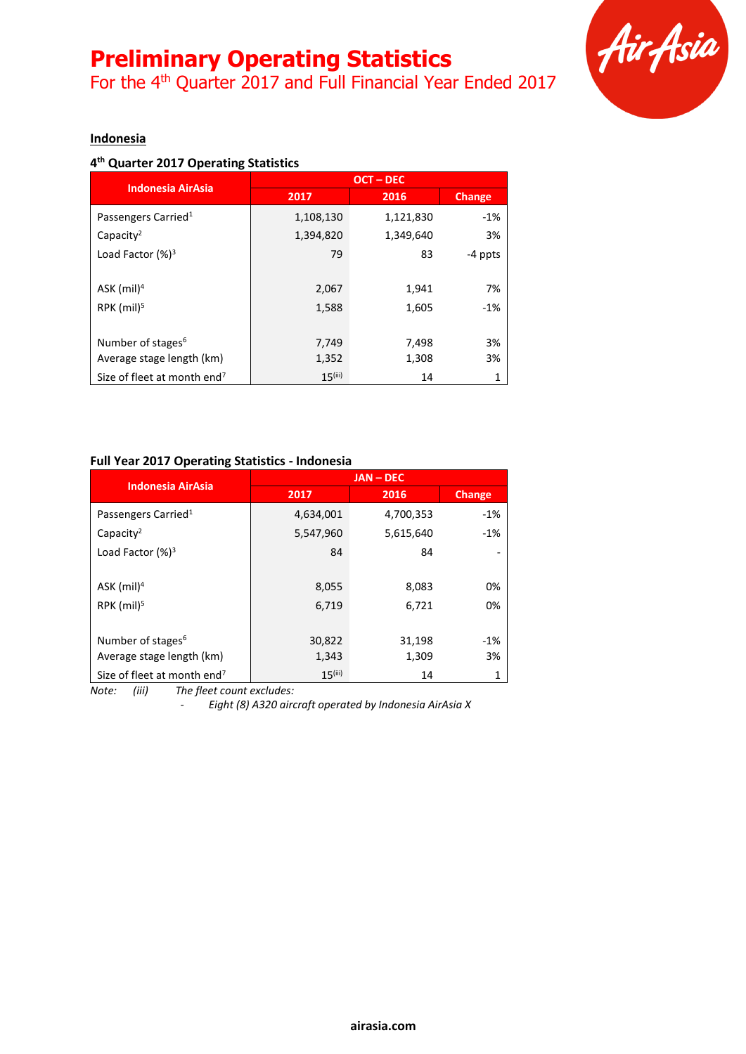# Preliminary Operating Statistics

For the 4th Quarter 2017 and Full Financial Year Ended 2017

## Indonesia

### 4th Quarter 2017 Operating Statistics

| Indonesia AirAsia | OCT – DEC | | |
|---|---|---|---|
| | 2017 | 2016 | Change |
| Passengers Carried[1] | 1,108,130 | 1,121,830 | -1% |
| Capacity[2] | 1,394,820 | 1,349,640 | 3% |
| Load Factor (%)[3] | 79 | 83 | -4 ppts |
| ASK (mil)[4] | 2,067 | 1,941 | 7% |
| RPK (mil)[5] | 1,588 | 1,605 | -1% |
| Number of stages[6] | 7,749 | 7,498 | 3% |
| Average stage length (km) | 1,352 | 1,308 | 3% |
| Size of fleet at month end[7] | 15[(iii)] | 14 | 1 |

### Full Year 2017 Operating Statistics - Indonesia

| Indonesia AirAsia | JAN – DEC | | |
|---|---|---|---|
| | 2017 | 2016 | Change |
| Passengers Carried[1] | 4,634,001 | 4,700,353 | -1% |
| Capacity[2] | 5,547,960 | 5,615,640 | -1% |
| Load Factor (%)[3] | 84 | 84 | - |
| ASK (mil)[4] | 8,055 | 8,083 | 0% |
| RPK (mil)[5] | 6,719 | 6,721 | 0% |
| Number of stages[6] | 30,822 | 31,198 | -1% |
| Average stage length (km) | 1,343 | 1,309 | 3% |
| Size of fleet at month end[7] | 15[(iii)] | 14 | 1 |

*Note: (iii) The fleet count excludes:*

- *Eight (8) A320 aircraft operated by Indonesia AirAsia X*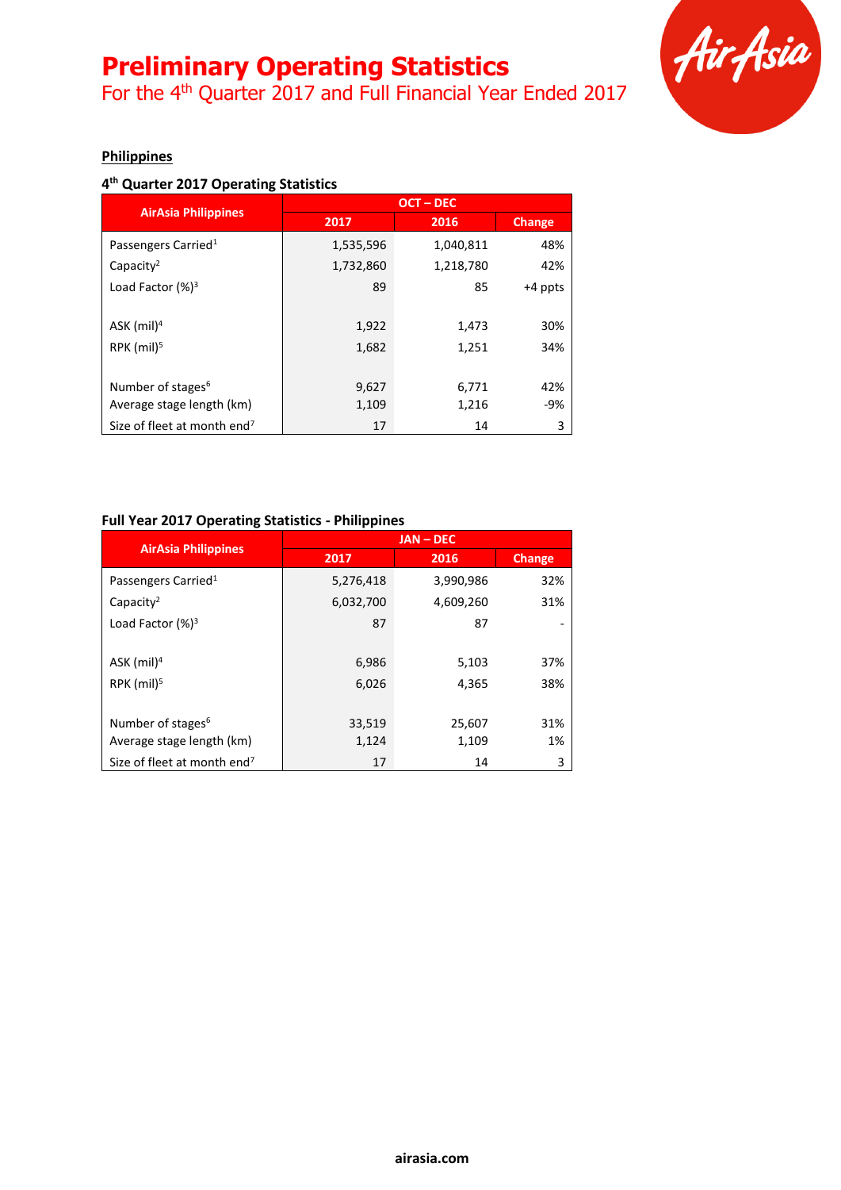# Preliminary Operating Statistics

For the 4th Quarter 2017 and Full Financial Year Ended 2017

## Philippines

### 4th Quarter 2017 Operating Statistics

| AirAsia Philippines | OCT – DEC | | |
|---|---|---|---|
| | 2017 | 2016 | Change |
| Passengers Carried[1] | 1,535,596 | 1,040,811 | 48% |
| Capacity[2] | 1,732,860 | 1,218,780 | 42% |
| Load Factor (%)[3] | 89 | 85 | +4 ppts |
| ASK (mil)[4] | 1,922 | 1,473 | 30% |
| RPK (mil)[5] | 1,682 | 1,251 | 34% |
| Number of stages[6] | 9,627 | 6,771 | 42% |
| Average stage length (km) | 1,109 | 1,216 | -9% |
| Size of fleet at month end[7] | 17 | 14 | 3 |

### Full Year 2017 Operating Statistics - Philippines

| AirAsia Philippines | JAN – DEC | | |
|---|---|---|---|
| | 2017 | 2016 | Change |
| Passengers Carried[1] | 5,276,418 | 3,990,986 | 32% |
| Capacity[2] | 6,032,700 | 4,609,260 | 31% |
| Load Factor (%)[3] | 87 | 87 | - |
| ASK (mil)[4] | 6,986 | 5,103 | 37% |
| RPK (mil)[5] | 6,026 | 4,365 | 38% |
| Number of stages[6] | 33,519 | 25,607 | 31% |
| Average stage length (km) | 1,124 | 1,109 | 1% |
| Size of fleet at month end[7] | 17 | 14 | 3 |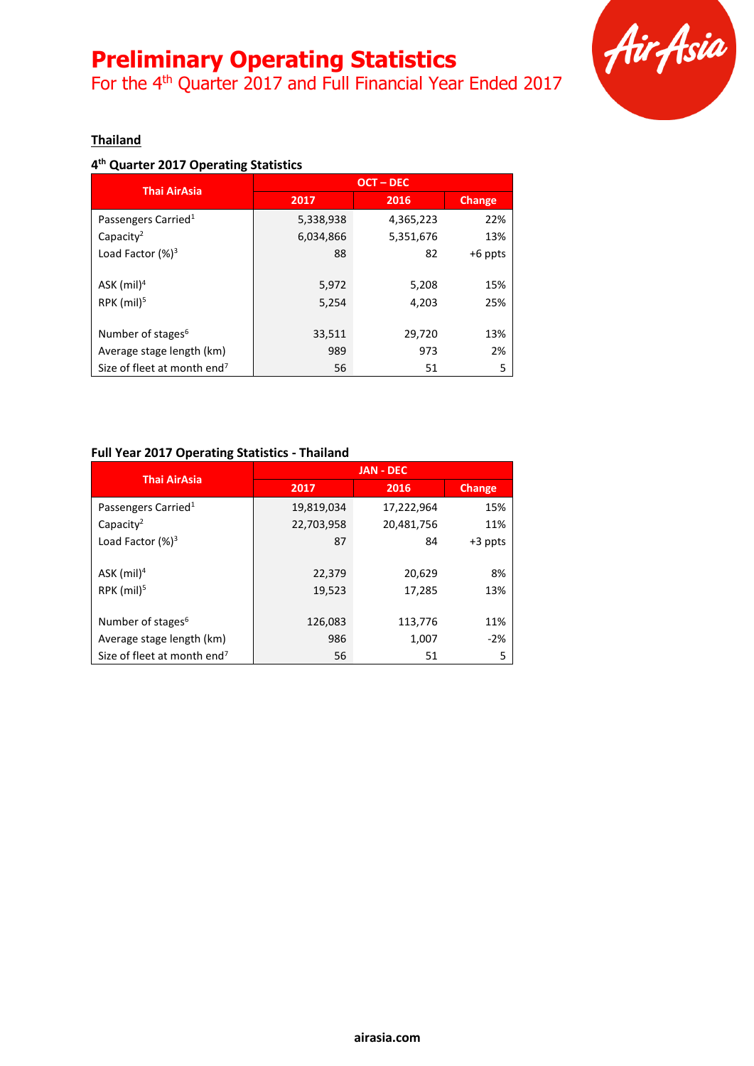# Preliminary Operating Statistics

For the 4th Quarter 2017 and Full Financial Year Ended 2017

## Thailand

### 4th Quarter 2017 Operating Statistics

| Thai AirAsia | OCT – DEC | | |
|---|---|---|---|
| | 2017 | 2016 | Change |
| Passengers Carried[1] | 5,338,938 | 4,365,223 | 22% |
| Capacity[2] | 6,034,866 | 5,351,676 | 13% |
| Load Factor (%)[3] | 88 | 82 | +6 ppts |
| ASK (mil)[4] | 5,972 | 5,208 | 15% |
| RPK (mil)[5] | 5,254 | 4,203 | 25% |
| Number of stages[6] | 33,511 | 29,720 | 13% |
| Average stage length (km) | 989 | 973 | 2% |
| Size of fleet at month end[7] | 56 | 51 | 5 |

### Full Year 2017 Operating Statistics - Thailand

| Thai AirAsia | JAN - DEC | | |
|---|---|---|---|
| | 2017 | 2016 | Change |
| Passengers Carried[1] | 19,819,034 | 17,222,964 | 15% |
| Capacity[2] | 22,703,958 | 20,481,756 | 11% |
| Load Factor (%)[3] | 87 | 84 | +3 ppts |
| ASK (mil)[4] | 22,379 | 20,629 | 8% |
| RPK (mil)[5] | 19,523 | 17,285 | 13% |
| Number of stages[6] | 126,083 | 113,776 | 11% |
| Average stage length (km) | 986 | 1,007 | -2% |
| Size of fleet at month end[7] | 56 | 51 | 5 |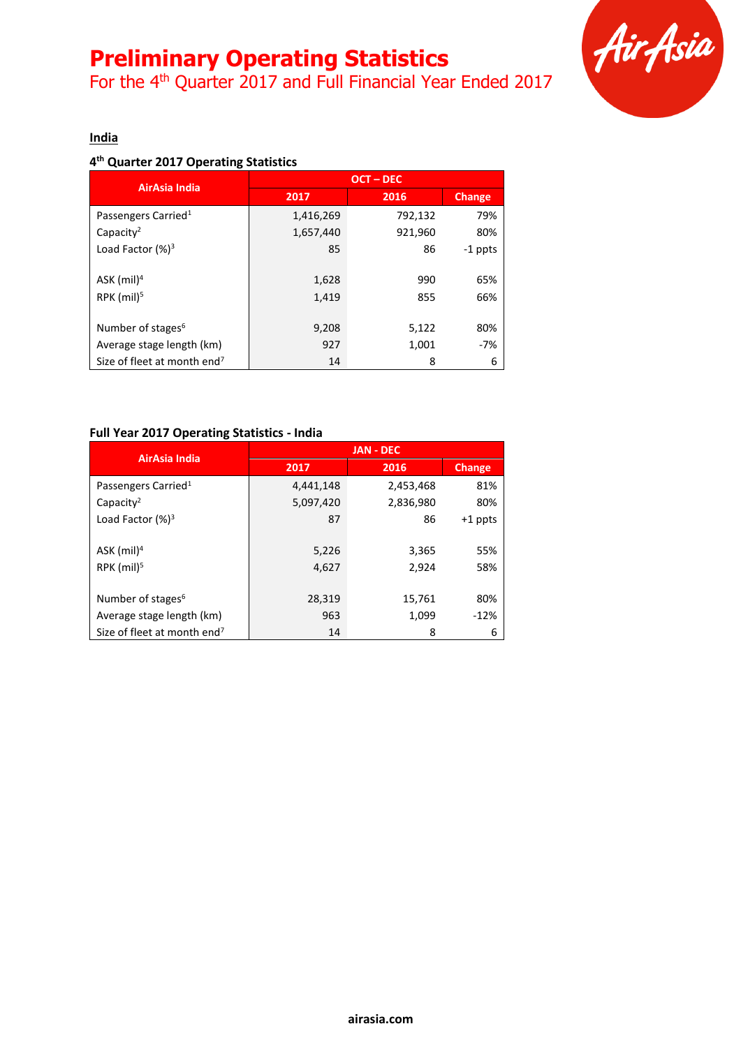# Preliminary Operating Statistics

For the 4th Quarter 2017 and Full Financial Year Ended 2017

## India

### 4th Quarter 2017 Operating Statistics

| AirAsia India | OCT – DEC | | |
|---|---|---|---|
| | 2017 | 2016 | Change |
| Passengers Carried[1] | 1,416,269 | 792,132 | 79% |
| Capacity[2] | 1,657,440 | 921,960 | 80% |
| Load Factor (%)[3] | 85 | 86 | -1 ppts |
| ASK (mil)[4] | 1,628 | 990 | 65% |
| RPK (mil)[5] | 1,419 | 855 | 66% |
| Number of stages[6] | 9,208 | 5,122 | 80% |
| Average stage length (km) | 927 | 1,001 | -7% |
| Size of fleet at month end[7] | 14 | 8 | 6 |

### Full Year 2017 Operating Statistics - India

| AirAsia India | JAN - DEC | | |
|---|---|---|---|
| | 2017 | 2016 | Change |
| Passengers Carried[1] | 4,441,148 | 2,453,468 | 81% |
| Capacity[2] | 5,097,420 | 2,836,980 | 80% |
| Load Factor (%)[3] | 87 | 86 | +1 ppts |
| ASK (mil)[4] | 5,226 | 3,365 | 55% |
| RPK (mil)[5] | 4,627 | 2,924 | 58% |
| Number of stages[6] | 28,319 | 15,761 | 80% |
| Average stage length (km) | 963 | 1,099 | -12% |
| Size of fleet at month end[7] | 14 | 8 | 6 |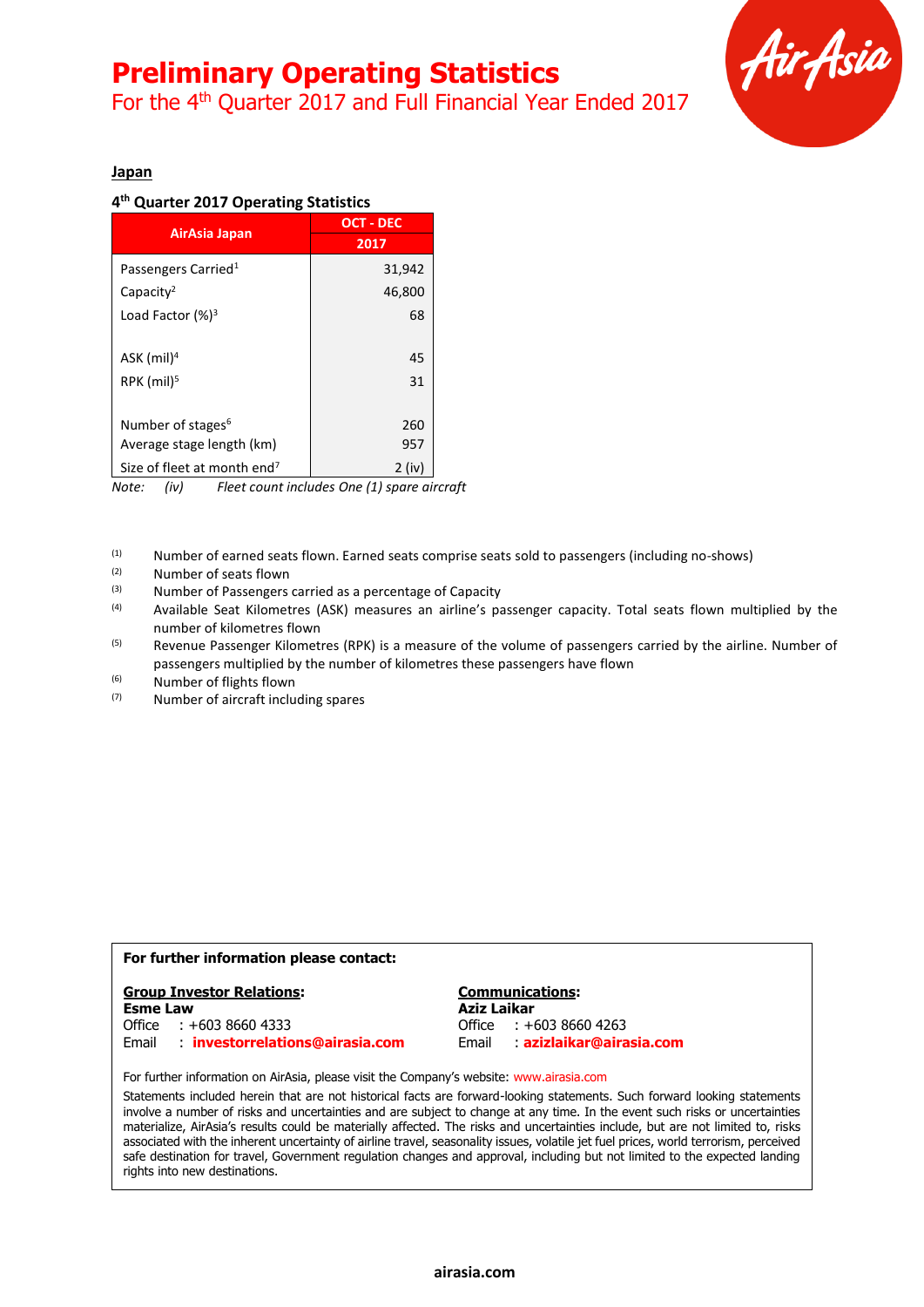# Preliminary Operating Statistics

For the 4th Quarter 2017 and Full Financial Year Ended 2017

**Japan**

**4th Quarter 2017 Operating Statistics**

| AirAsia Japan | OCT - DEC |
|---|---|
| | 2017 |
| Passengers Carried[1] | 31,942 |
| Capacity[2] | 46,800 |
| Load Factor (%)[3] | 68 |
| | |
| ASK (mil)[4] | 45 |
| RPK (mil)[5] | 31 |
| | |
| Number of stages[6] | 260 |
| Average stage length (km) | 957 |
| Size of fleet at month end[7] | 2 (iv) |

*Note: (iv) Fleet count includes One (1) spare aircraft*

(1) Number of earned seats flown. Earned seats comprise seats sold to passengers (including no-shows)
(2) Number of seats flown
(3) Number of Passengers carried as a percentage of Capacity
(4) Available Seat Kilometres (ASK) measures an airline's passenger capacity. Total seats flown multiplied by the number of kilometres flown
(5) Revenue Passenger Kilometres (RPK) is a measure of the volume of passengers carried by the airline. Number of passengers multiplied by the number of kilometres these passengers have flown
(6) Number of flights flown
(7) Number of aircraft including spares

**For further information please contact:**

**Group Investor Relations:**
**Esme Law**
Office : +603 8660 4333
Email : **investorrelations@airasia.com**

**Communications:**
**Aziz Laikar**
Office : +603 8660 4263
Email : **azizlaikar@airasia.com**

For further information on AirAsia, please visit the Company's website: www.airasia.com

Statements included herein that are not historical facts are forward-looking statements. Such forward looking statements involve a number of risks and uncertainties and are subject to change at any time. In the event such risks or uncertainties materialize, AirAsia's results could be materially affected. The risks and uncertainties include, but are not limited to, risks associated with the inherent uncertainty of airline travel, seasonality issues, volatile jet fuel prices, world terrorism, perceived safe destination for travel, Government regulation changes and approval, including but not limited to the expected landing rights into new destinations.